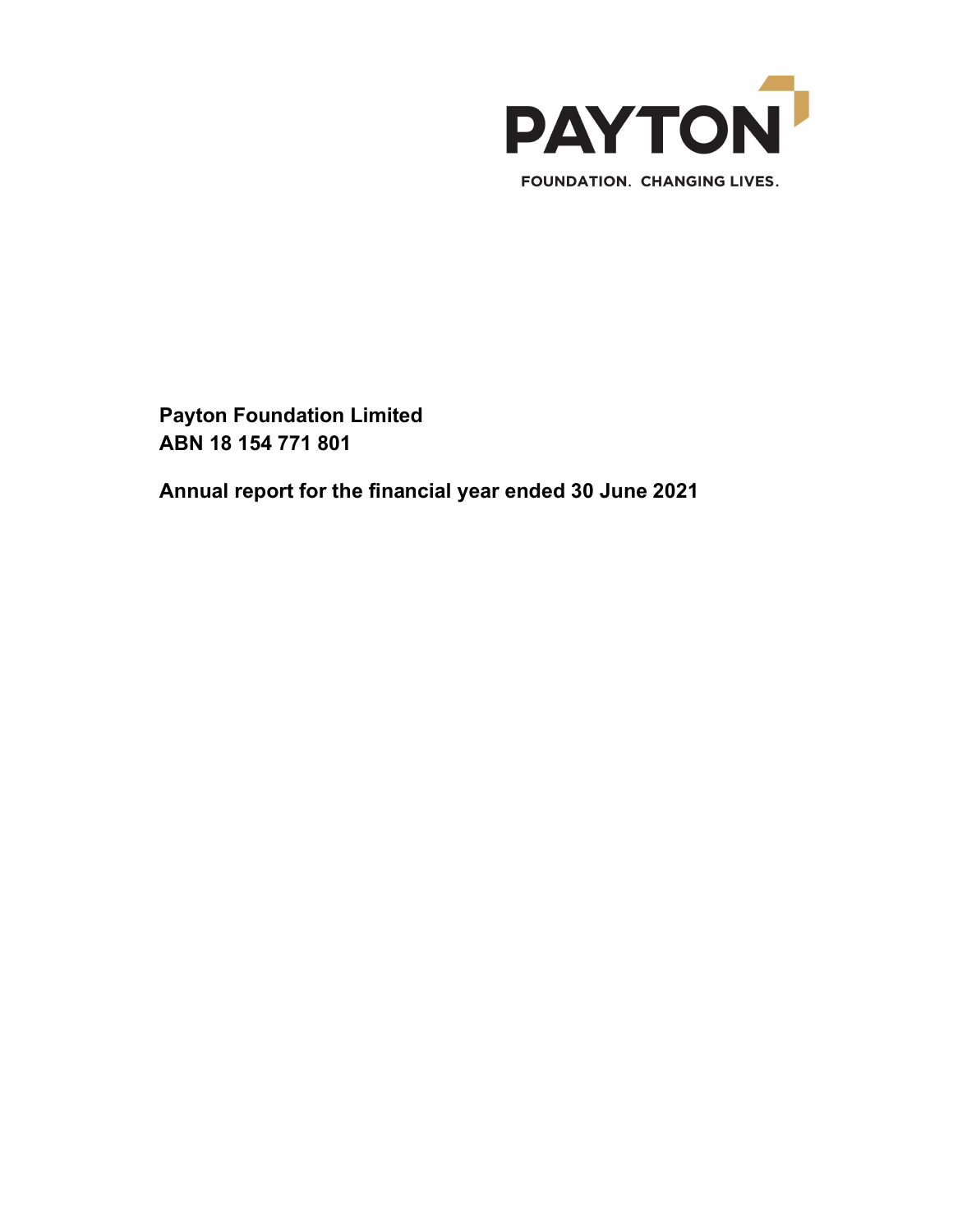PAYTON

FOUNDATION. CHANGING LIVES.

**Payton Foundation Limited**
**ABN 18 154 771 801**

**Annual report for the financial year ended 30 June 2021**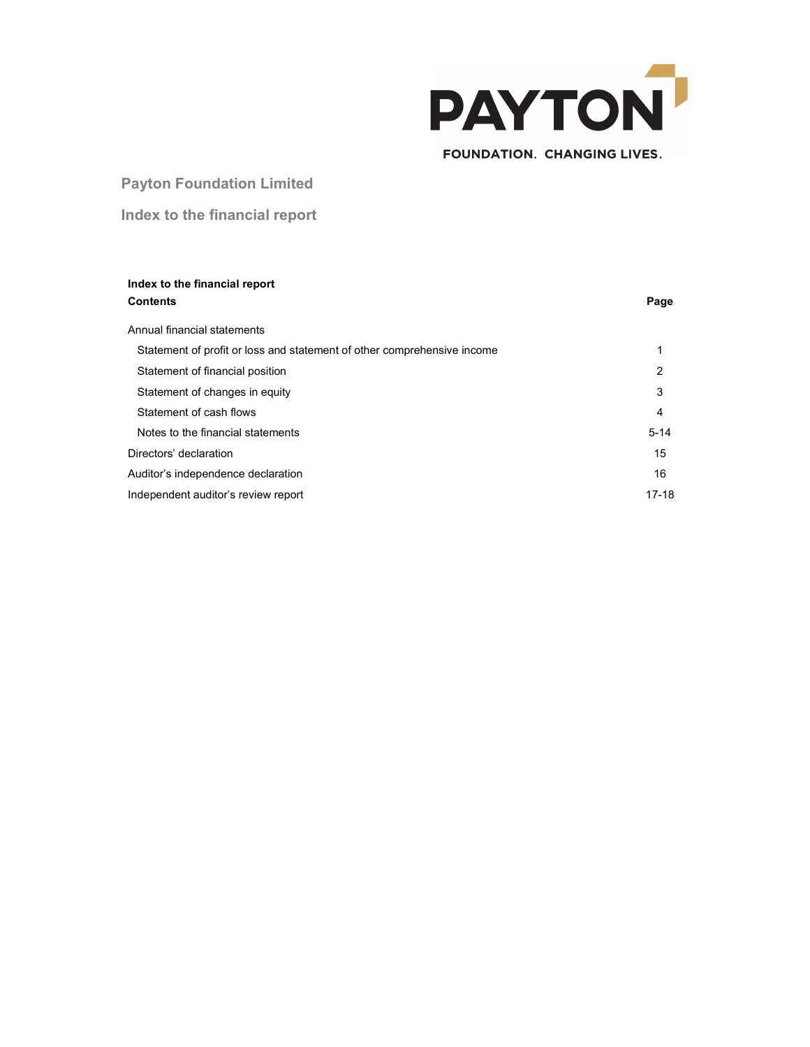PAYTON

FOUNDATION. CHANGING LIVES.

## Payton Foundation Limited

## Index to the financial report

| **Index to the financial report**<br>**Contents** | **Page** |
|---|---|
| Annual financial statements | |
| Statement of profit or loss and statement of other comprehensive income | 1 |
| Statement of financial position | 2 |
| Statement of changes in equity | 3 |
| Statement of cash flows | 4 |
| Notes to the financial statements | 5-14 |
| Directors' declaration | 15 |
| Auditor's independence declaration | 16 |
| Independent auditor's review report | 17-18 |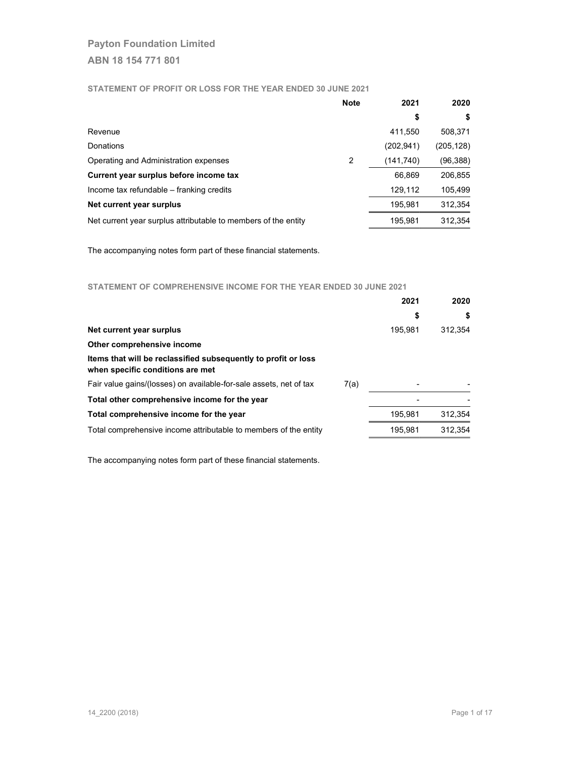# Payton Foundation Limited

## ABN 18 154 771 801

### STATEMENT OF PROFIT OR LOSS FOR THE YEAR ENDED 30 JUNE 2021

| | Note | 2021 | 2020 |
|---|---|---|---|
| | | $ | $ |
| Revenue | | 411,550 | 508,371 |
| Donations | | (202,941) | (205,128) |
| Operating and Administration expenses | 2 | (141,740) | (96,388) |
| **Current year surplus before income tax** | | 66,869 | 206,855 |
| Income tax refundable – franking credits | | 129,112 | 105,499 |
| **Net current year surplus** | | 195,981 | 312,354 |
| Net current year surplus attributable to members of the entity | | 195,981 | 312,354 |

The accompanying notes form part of these financial statements.

### STATEMENT OF COMPREHENSIVE INCOME FOR THE YEAR ENDED 30 JUNE 2021

| | | 2021 | 2020 |
|---|---|---|---|
| | | $ | $ |
| **Net current year surplus** | | 195,981 | 312,354 |
| **Other comprehensive income** | | | |
| **Items that will be reclassified subsequently to profit or loss when specific conditions are met** | | | |
| Fair value gains/(losses) on available-for-sale assets, net of tax | 7(a) | - | - |
| **Total other comprehensive income for the year** | | - | - |
| **Total comprehensive income for the year** | | 195,981 | 312,354 |
| Total comprehensive income attributable to members of the entity | | 195,981 | 312,354 |

The accompanying notes form part of these financial statements.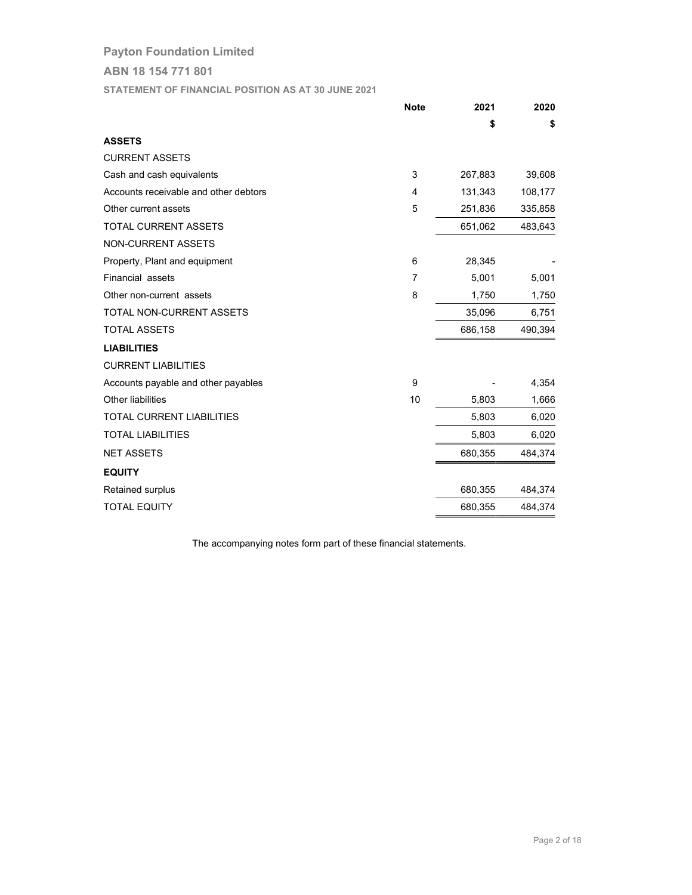# Payton Foundation Limited

## ABN 18 154 771 801

### STATEMENT OF FINANCIAL POSITION AS AT 30 JUNE 2021

| | Note | 2021 | 2020 |
|---|---|---|---|
| | | $ | $ |
| **ASSETS** | | | |
| CURRENT ASSETS | | | |
| Cash and cash equivalents | 3 | 267,883 | 39,608 |
| Accounts receivable and other debtors | 4 | 131,343 | 108,177 |
| Other current assets | 5 | 251,836 | 335,858 |
| TOTAL CURRENT ASSETS | | 651,062 | 483,643 |
| NON-CURRENT ASSETS | | | |
| Property, Plant and equipment | 6 | 28,345 | - |
| Financial assets | 7 | 5,001 | 5,001 |
| Other non-current assets | 8 | 1,750 | 1,750 |
| TOTAL NON-CURRENT ASSETS | | 35,096 | 6,751 |
| TOTAL ASSETS | | 686,158 | 490,394 |
| **LIABILITIES** | | | |
| CURRENT LIABILITIES | | | |
| Accounts payable and other payables | 9 | - | 4,354 |
| Other liabilities | 10 | 5,803 | 1,666 |
| TOTAL CURRENT LIABILITIES | | 5,803 | 6,020 |
| TOTAL LIABILITIES | | 5,803 | 6,020 |
| NET ASSETS | | 680,355 | 484,374 |
| **EQUITY** | | | |
| Retained surplus | | 680,355 | 484,374 |
| TOTAL EQUITY | | 680,355 | 484,374 |

The accompanying notes form part of these financial statements.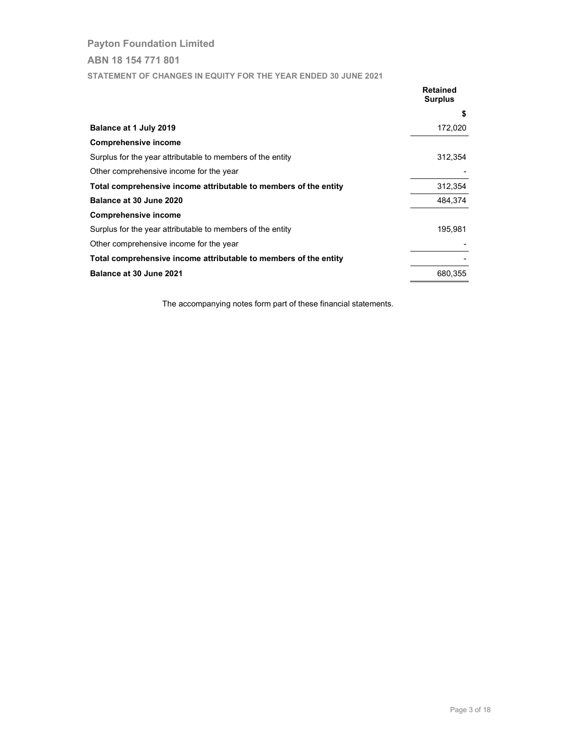**Payton Foundation Limited**

**ABN 18 154 771 801**

**STATEMENT OF CHANGES IN EQUITY FOR THE YEAR ENDED 30 JUNE 2021**

| | Retained Surplus |
|---|---|
| | $ |
| **Balance at 1 July 2019** | 172,020 |
| **Comprehensive income** | |
| Surplus for the year attributable to members of the entity | 312,354 |
| Other comprehensive income for the year | - |
| **Total comprehensive income attributable to members of the entity** | 312,354 |
| **Balance at 30 June 2020** | 484,374 |
| **Comprehensive income** | |
| Surplus for the year attributable to members of the entity | 195,981 |
| Other comprehensive income for the year | - |
| **Total comprehensive income attributable to members of the entity** | - |
| **Balance at 30 June 2021** | 680,355 |

The accompanying notes form part of these financial statements.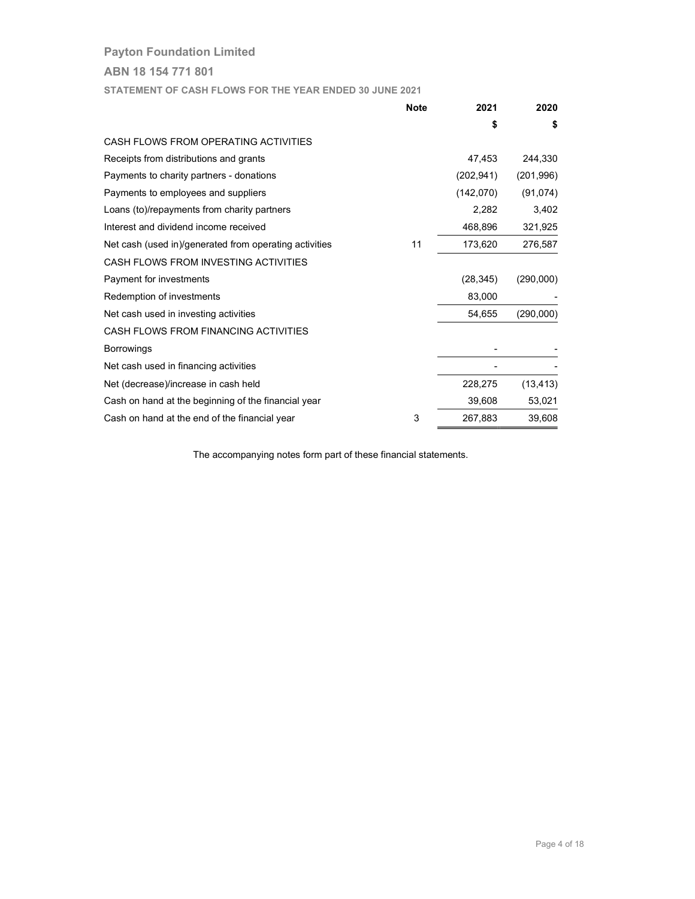# Payton Foundation Limited

## ABN 18 154 771 801

### STATEMENT OF CASH FLOWS FOR THE YEAR ENDED 30 JUNE 2021

| | Note | 2021 | 2020 |
|---|---|---|---|
| | | $ | $ |
| CASH FLOWS FROM OPERATING ACTIVITIES | | | |
| Receipts from distributions and grants | | 47,453 | 244,330 |
| Payments to charity partners - donations | | (202,941) | (201,996) |
| Payments to employees and suppliers | | (142,070) | (91,074) |
| Loans (to)/repayments from charity partners | | 2,282 | 3,402 |
| Interest and dividend income received | | 468,896 | 321,925 |
| Net cash (used in)/generated from operating activities | 11 | 173,620 | 276,587 |
| CASH FLOWS FROM INVESTING ACTIVITIES | | | |
| Payment for investments | | (28,345) | (290,000) |
| Redemption of investments | | 83,000 | - |
| Net cash used in investing activities | | 54,655 | (290,000) |
| CASH FLOWS FROM FINANCING ACTIVITIES | | | |
| Borrowings | | - | - |
| Net cash used in financing activities | | - | - |
| Net (decrease)/increase in cash held | | 228,275 | (13,413) |
| Cash on hand at the beginning of the financial year | | 39,608 | 53,021 |
| Cash on hand at the end of the financial year | 3 | 267,883 | 39,608 |

The accompanying notes form part of these financial statements.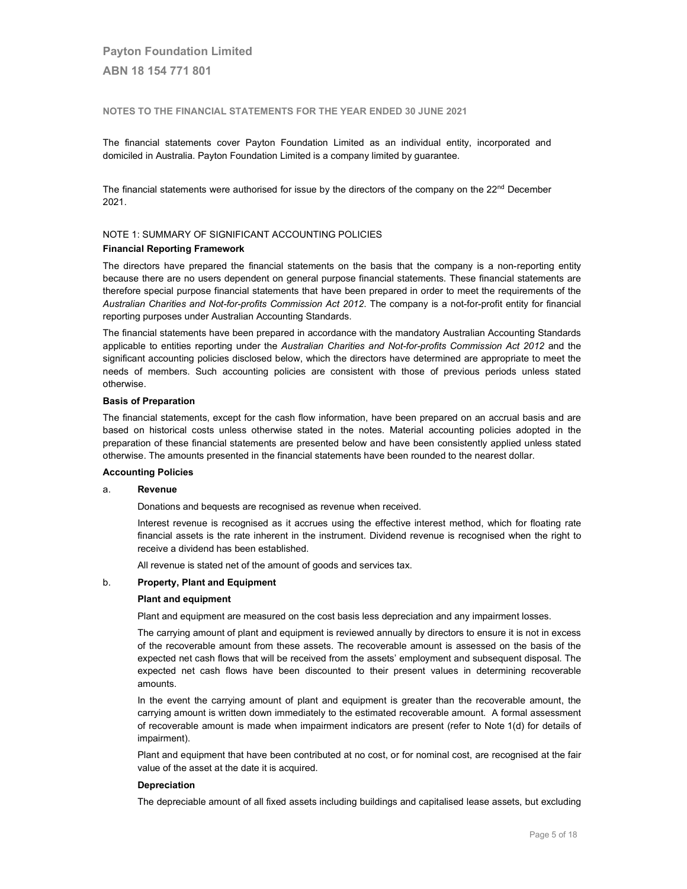# Payton Foundation Limited

## ABN 18 154 771 801

**NOTES TO THE FINANCIAL STATEMENTS FOR THE YEAR ENDED 30 JUNE 2021**

The financial statements cover Payton Foundation Limited as an individual entity, incorporated and domiciled in Australia. Payton Foundation Limited is a company limited by guarantee.

The financial statements were authorised for issue by the directors of the company on the 22nd December 2021.

NOTE 1: SUMMARY OF SIGNIFICANT ACCOUNTING POLICIES

**Financial Reporting Framework**

The directors have prepared the financial statements on the basis that the company is a non-reporting entity because there are no users dependent on general purpose financial statements. These financial statements are therefore special purpose financial statements that have been prepared in order to meet the requirements of the *Australian Charities and Not-for-profits Commission Act 2012*. The company is a not-for-profit entity for financial reporting purposes under Australian Accounting Standards.

The financial statements have been prepared in accordance with the mandatory Australian Accounting Standards applicable to entities reporting under the *Australian Charities and Not-for-profits Commission Act 2012* and the significant accounting policies disclosed below, which the directors have determined are appropriate to meet the needs of members. Such accounting policies are consistent with those of previous periods unless stated otherwise.

**Basis of Preparation**

The financial statements, except for the cash flow information, have been prepared on an accrual basis and are based on historical costs unless otherwise stated in the notes. Material accounting policies adopted in the preparation of these financial statements are presented below and have been consistently applied unless stated otherwise. The amounts presented in the financial statements have been rounded to the nearest dollar.

**Accounting Policies**

a. **Revenue**

Donations and bequests are recognised as revenue when received.

Interest revenue is recognised as it accrues using the effective interest method, which for floating rate financial assets is the rate inherent in the instrument. Dividend revenue is recognised when the right to receive a dividend has been established.

All revenue is stated net of the amount of goods and services tax.

b. **Property, Plant and Equipment**

**Plant and equipment**

Plant and equipment are measured on the cost basis less depreciation and any impairment losses.

The carrying amount of plant and equipment is reviewed annually by directors to ensure it is not in excess of the recoverable amount from these assets. The recoverable amount is assessed on the basis of the expected net cash flows that will be received from the assets' employment and subsequent disposal. The expected net cash flows have been discounted to their present values in determining recoverable amounts.

In the event the carrying amount of plant and equipment is greater than the recoverable amount, the carrying amount is written down immediately to the estimated recoverable amount. A formal assessment of recoverable amount is made when impairment indicators are present (refer to Note 1(d) for details of impairment).

Plant and equipment that have been contributed at no cost, or for nominal cost, are recognised at the fair value of the asset at the date it is acquired.

**Depreciation**

The depreciable amount of all fixed assets including buildings and capitalised lease assets, but excluding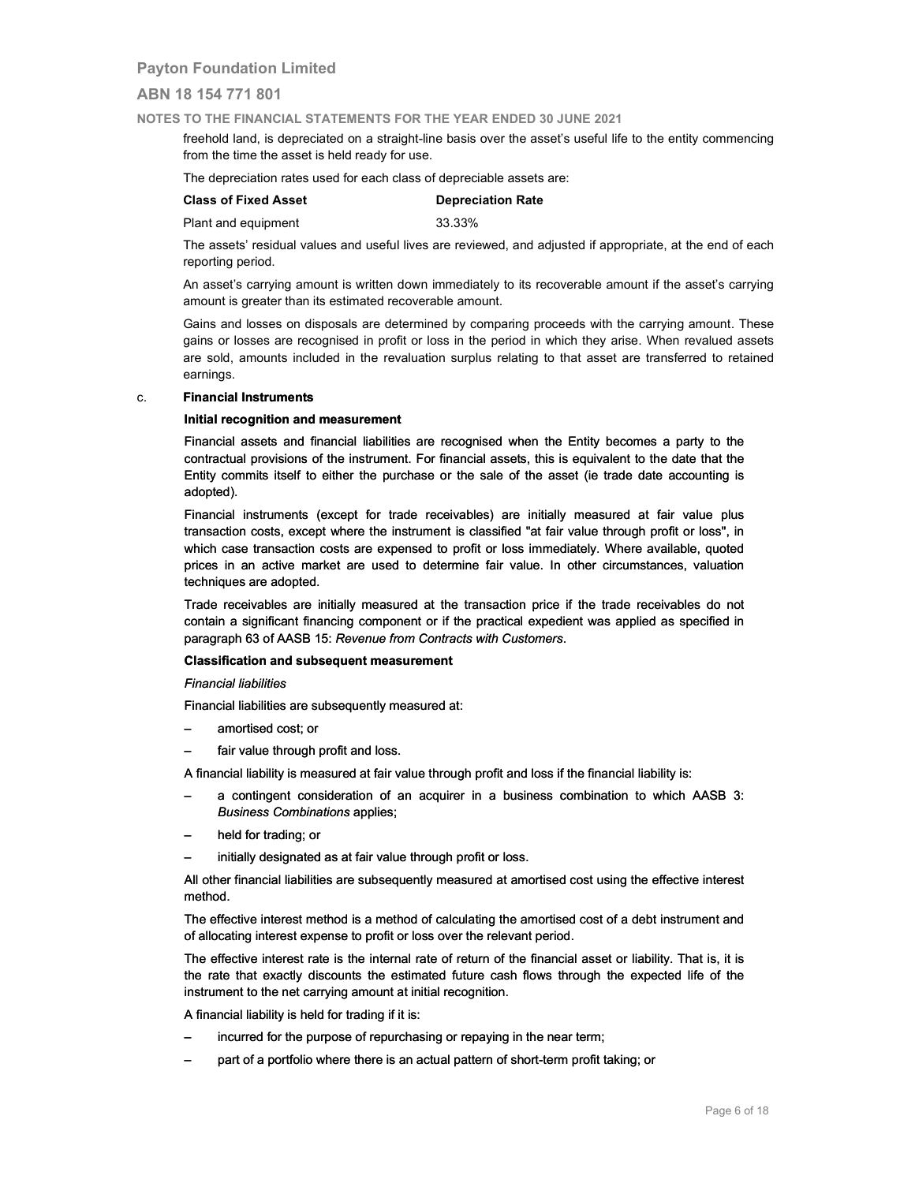freehold land, is depreciated on a straight-line basis over the asset's useful life to the entity commencing from the time the asset is held ready for use.

The depreciation rates used for each class of depreciable assets are:

| Class of Fixed Asset | Depreciation Rate |
| --- | --- |
| Plant and equipment | 33.33% |

The assets' residual values and useful lives are reviewed, and adjusted if appropriate, at the end of each reporting period.

An asset's carrying amount is written down immediately to its recoverable amount if the asset's carrying amount is greater than its estimated recoverable amount.

Gains and losses on disposals are determined by comparing proceeds with the carrying amount. These gains or losses are recognised in profit or loss in the period in which they arise. When revalued assets are sold, amounts included in the revaluation surplus relating to that asset are transferred to retained earnings.

c. **Financial Instruments**

**Initial recognition and measurement**

Financial assets and financial liabilities are recognised when the Entity becomes a party to the contractual provisions of the instrument. For financial assets, this is equivalent to the date that the Entity commits itself to either the purchase or the sale of the asset (ie trade date accounting is adopted).

Financial instruments (except for trade receivables) are initially measured at fair value plus transaction costs, except where the instrument is classified "at fair value through profit or loss", in which case transaction costs are expensed to profit or loss immediately. Where available, quoted prices in an active market are used to determine fair value. In other circumstances, valuation techniques are adopted.

Trade receivables are initially measured at the transaction price if the trade receivables do not contain a significant financing component or if the practical expedient was applied as specified in paragraph 63 of AASB 15: *Revenue from Contracts with Customers*.

**Classification and subsequent measurement**

*Financial liabilities*

Financial liabilities are subsequently measured at:

- amortised cost; or
- fair value through profit and loss.

A financial liability is measured at fair value through profit and loss if the financial liability is:

- a contingent consideration of an acquirer in a business combination to which AASB 3: *Business Combinations* applies;
- held for trading; or
- initially designated as at fair value through profit or loss.

All other financial liabilities are subsequently measured at amortised cost using the effective interest method.

The effective interest method is a method of calculating the amortised cost of a debt instrument and of allocating interest expense to profit or loss over the relevant period.

The effective interest rate is the internal rate of return of the financial asset or liability. That is, it is the rate that exactly discounts the estimated future cash flows through the expected life of the instrument to the net carrying amount at initial recognition.

A financial liability is held for trading if it is:

- incurred for the purpose of repurchasing or repaying in the near term;
- part of a portfolio where there is an actual pattern of short-term profit taking; or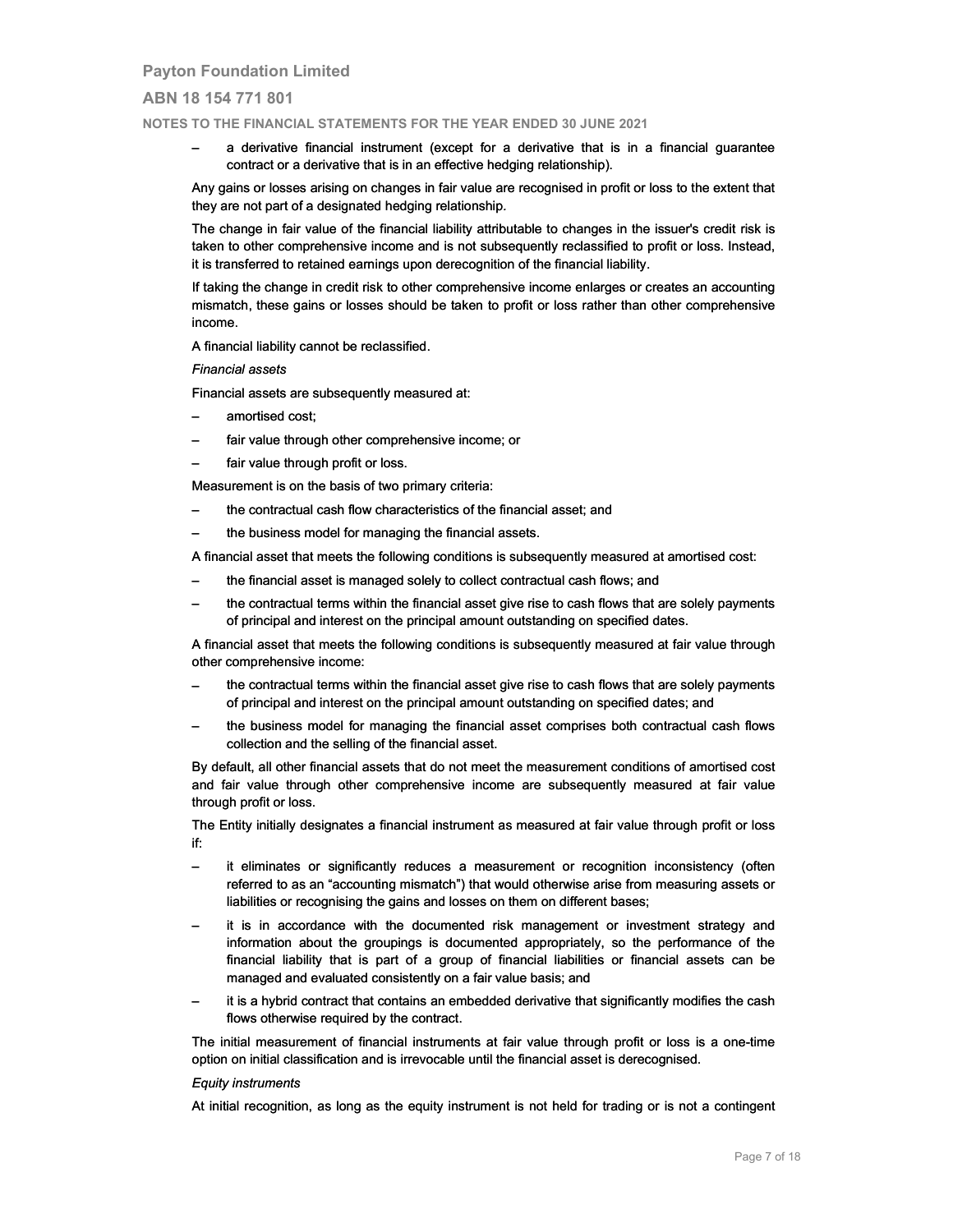- a derivative financial instrument (except for a derivative that is in a financial guarantee contract or a derivative that is in an effective hedging relationship).

Any gains or losses arising on changes in fair value are recognised in profit or loss to the extent that they are not part of a designated hedging relationship.

The change in fair value of the financial liability attributable to changes in the issuer's credit risk is taken to other comprehensive income and is not subsequently reclassified to profit or loss. Instead, it is transferred to retained earnings upon derecognition of the financial liability.

If taking the change in credit risk to other comprehensive income enlarges or creates an accounting mismatch, these gains or losses should be taken to profit or loss rather than other comprehensive income.

A financial liability cannot be reclassified.

*Financial assets*

Financial assets are subsequently measured at:

- amortised cost;
- fair value through other comprehensive income; or
- fair value through profit or loss.

Measurement is on the basis of two primary criteria:

- the contractual cash flow characteristics of the financial asset; and
- the business model for managing the financial assets.

A financial asset that meets the following conditions is subsequently measured at amortised cost:

- the financial asset is managed solely to collect contractual cash flows; and
- the contractual terms within the financial asset give rise to cash flows that are solely payments of principal and interest on the principal amount outstanding on specified dates.

A financial asset that meets the following conditions is subsequently measured at fair value through other comprehensive income:

- the contractual terms within the financial asset give rise to cash flows that are solely payments of principal and interest on the principal amount outstanding on specified dates; and
- the business model for managing the financial asset comprises both contractual cash flows collection and the selling of the financial asset.

By default, all other financial assets that do not meet the measurement conditions of amortised cost and fair value through other comprehensive income are subsequently measured at fair value through profit or loss.

The Entity initially designates a financial instrument as measured at fair value through profit or loss if:

- it eliminates or significantly reduces a measurement or recognition inconsistency (often referred to as an "accounting mismatch") that would otherwise arise from measuring assets or liabilities or recognising the gains and losses on them on different bases;
- it is in accordance with the documented risk management or investment strategy and information about the groupings is documented appropriately, so the performance of the financial liability that is part of a group of financial liabilities or financial assets can be managed and evaluated consistently on a fair value basis; and
- it is a hybrid contract that contains an embedded derivative that significantly modifies the cash flows otherwise required by the contract.

The initial measurement of financial instruments at fair value through profit or loss is a one-time option on initial classification and is irrevocable until the financial asset is derecognised.

*Equity instruments*

At initial recognition, as long as the equity instrument is not held for trading or is not a contingent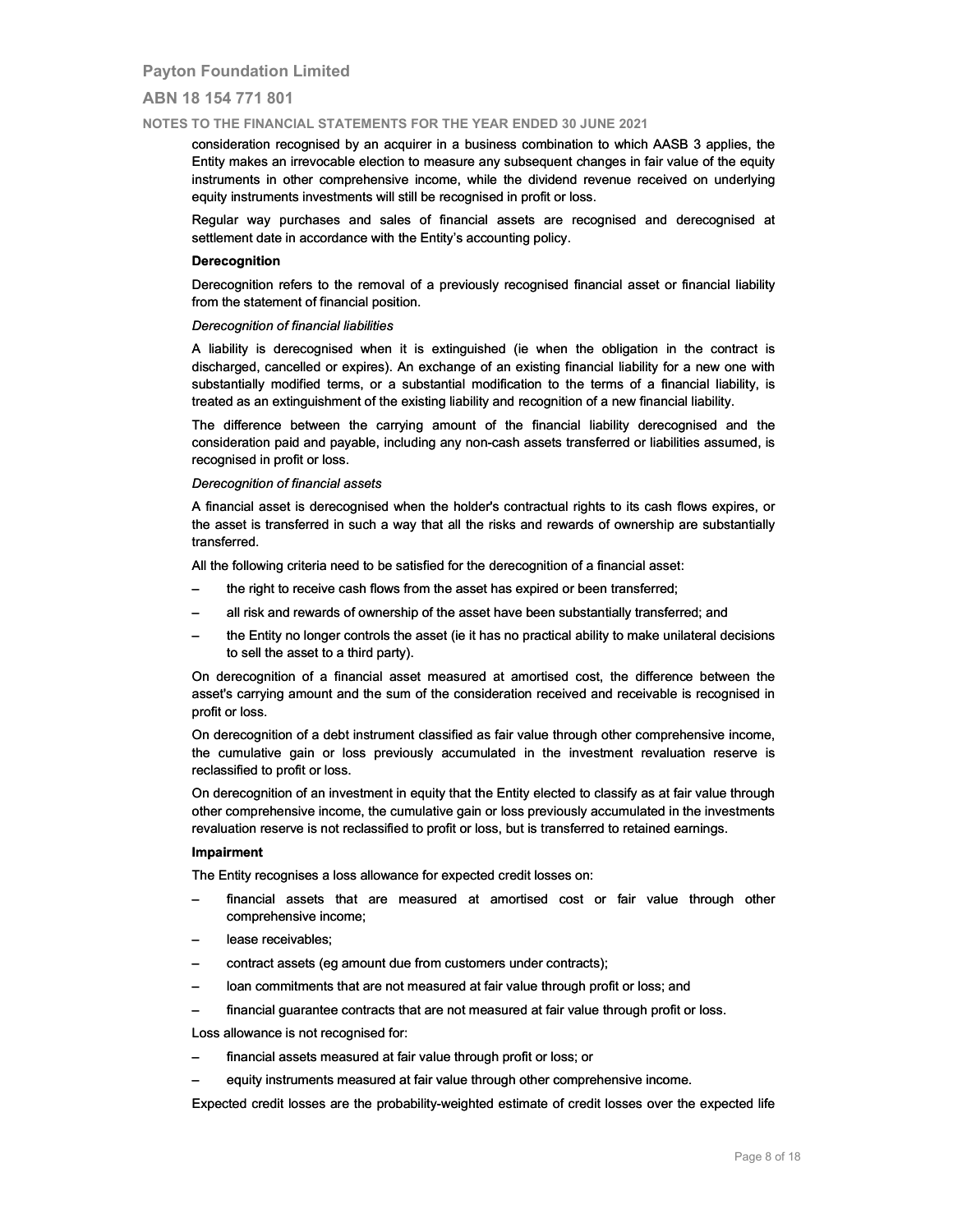consideration recognised by an acquirer in a business combination to which AASB 3 applies, the Entity makes an irrevocable election to measure any subsequent changes in fair value of the equity instruments in other comprehensive income, while the dividend revenue received on underlying equity instruments investments will still be recognised in profit or loss.

Regular way purchases and sales of financial assets are recognised and derecognised at settlement date in accordance with the Entity's accounting policy.

**Derecognition**

Derecognition refers to the removal of a previously recognised financial asset or financial liability from the statement of financial position.

*Derecognition of financial liabilities*

A liability is derecognised when it is extinguished (ie when the obligation in the contract is discharged, cancelled or expires). An exchange of an existing financial liability for a new one with substantially modified terms, or a substantial modification to the terms of a financial liability, is treated as an extinguishment of the existing liability and recognition of a new financial liability.

The difference between the carrying amount of the financial liability derecognised and the consideration paid and payable, including any non-cash assets transferred or liabilities assumed, is recognised in profit or loss.

*Derecognition of financial assets*

A financial asset is derecognised when the holder's contractual rights to its cash flows expires, or the asset is transferred in such a way that all the risks and rewards of ownership are substantially transferred.

All the following criteria need to be satisfied for the derecognition of a financial asset:

- the right to receive cash flows from the asset has expired or been transferred;
- all risk and rewards of ownership of the asset have been substantially transferred; and
- the Entity no longer controls the asset (ie it has no practical ability to make unilateral decisions to sell the asset to a third party).

On derecognition of a financial asset measured at amortised cost, the difference between the asset's carrying amount and the sum of the consideration received and receivable is recognised in profit or loss.

On derecognition of a debt instrument classified as fair value through other comprehensive income, the cumulative gain or loss previously accumulated in the investment revaluation reserve is reclassified to profit or loss.

On derecognition of an investment in equity that the Entity elected to classify as at fair value through other comprehensive income, the cumulative gain or loss previously accumulated in the investments revaluation reserve is not reclassified to profit or loss, but is transferred to retained earnings.

**Impairment**

The Entity recognises a loss allowance for expected credit losses on:

- financial assets that are measured at amortised cost or fair value through other comprehensive income;
- lease receivables;
- contract assets (eg amount due from customers under contracts);
- loan commitments that are not measured at fair value through profit or loss; and
- financial guarantee contracts that are not measured at fair value through profit or loss.

Loss allowance is not recognised for:

- financial assets measured at fair value through profit or loss; or
- equity instruments measured at fair value through other comprehensive income.

Expected credit losses are the probability-weighted estimate of credit losses over the expected life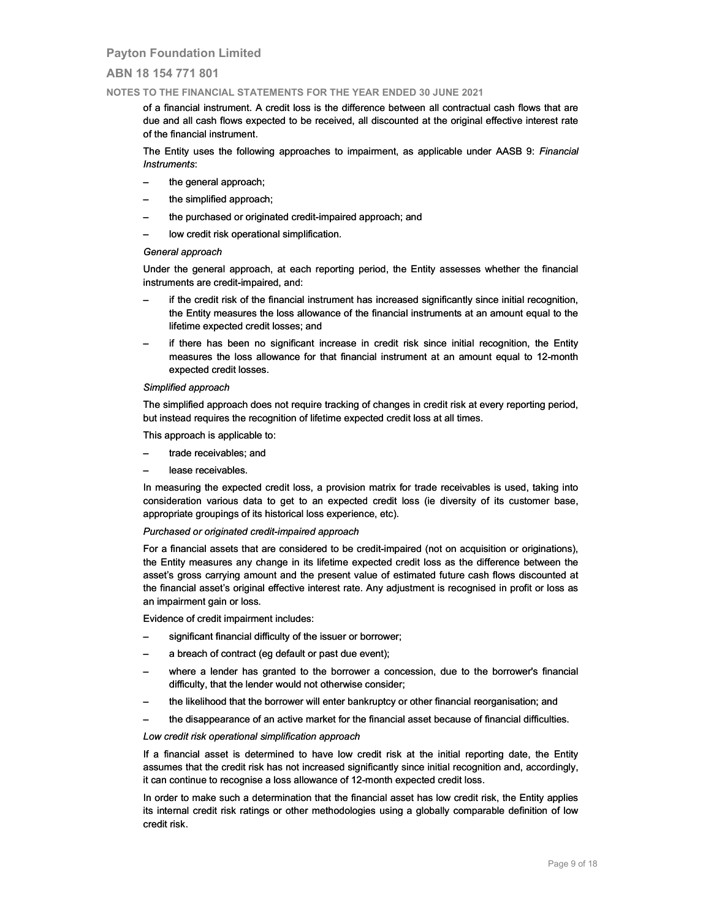of a financial instrument. A credit loss is the difference between all contractual cash flows that are due and all cash flows expected to be received, all discounted at the original effective interest rate of the financial instrument.

The Entity uses the following approaches to impairment, as applicable under AASB 9: *Financial Instruments*:

- the general approach;
- the simplified approach;
- the purchased or originated credit-impaired approach; and
- low credit risk operational simplification.

*General approach*

Under the general approach, at each reporting period, the Entity assesses whether the financial instruments are credit-impaired, and:

- if the credit risk of the financial instrument has increased significantly since initial recognition, the Entity measures the loss allowance of the financial instruments at an amount equal to the lifetime expected credit losses; and
- if there has been no significant increase in credit risk since initial recognition, the Entity measures the loss allowance for that financial instrument at an amount equal to 12-month expected credit losses.

*Simplified approach*

The simplified approach does not require tracking of changes in credit risk at every reporting period, but instead requires the recognition of lifetime expected credit loss at all times.

This approach is applicable to:

- trade receivables; and
- lease receivables.

In measuring the expected credit loss, a provision matrix for trade receivables is used, taking into consideration various data to get to an expected credit loss (ie diversity of its customer base, appropriate groupings of its historical loss experience, etc).

*Purchased or originated credit-impaired approach*

For a financial assets that are considered to be credit-impaired (not on acquisition or originations), the Entity measures any change in its lifetime expected credit loss as the difference between the asset's gross carrying amount and the present value of estimated future cash flows discounted at the financial asset's original effective interest rate. Any adjustment is recognised in profit or loss as an impairment gain or loss.

Evidence of credit impairment includes:

- significant financial difficulty of the issuer or borrower;
- a breach of contract (eg default or past due event);
- where a lender has granted to the borrower a concession, due to the borrower's financial difficulty, that the lender would not otherwise consider;
- the likelihood that the borrower will enter bankruptcy or other financial reorganisation; and
- the disappearance of an active market for the financial asset because of financial difficulties.

*Low credit risk operational simplification approach*

If a financial asset is determined to have low credit risk at the initial reporting date, the Entity assumes that the credit risk has not increased significantly since initial recognition and, accordingly, it can continue to recognise a loss allowance of 12-month expected credit loss.

In order to make such a determination that the financial asset has low credit risk, the Entity applies its internal credit risk ratings or other methodologies using a globally comparable definition of low credit risk.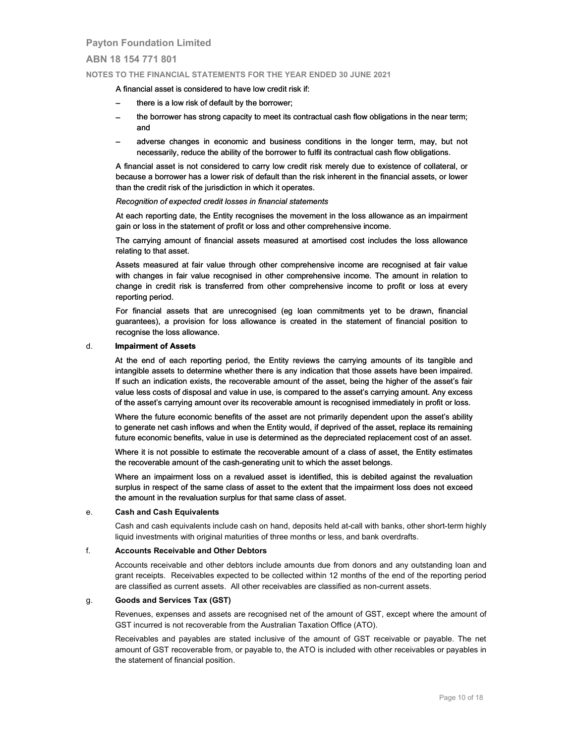A financial asset is considered to have low credit risk if:

- there is a low risk of default by the borrower;
- the borrower has strong capacity to meet its contractual cash flow obligations in the near term; and
- adverse changes in economic and business conditions in the longer term, may, but not necessarily, reduce the ability of the borrower to fulfil its contractual cash flow obligations.

A financial asset is not considered to carry low credit risk merely due to existence of collateral, or because a borrower has a lower risk of default than the risk inherent in the financial assets, or lower than the credit risk of the jurisdiction in which it operates.

*Recognition of expected credit losses in financial statements*

At each reporting date, the Entity recognises the movement in the loss allowance as an impairment gain or loss in the statement of profit or loss and other comprehensive income.

The carrying amount of financial assets measured at amortised cost includes the loss allowance relating to that asset.

Assets measured at fair value through other comprehensive income are recognised at fair value with changes in fair value recognised in other comprehensive income. The amount in relation to change in credit risk is transferred from other comprehensive income to profit or loss at every reporting period.

For financial assets that are unrecognised (eg loan commitments yet to be drawn, financial guarantees), a provision for loss allowance is created in the statement of financial position to recognise the loss allowance.

### d. Impairment of Assets

At the end of each reporting period, the Entity reviews the carrying amounts of its tangible and intangible assets to determine whether there is any indication that those assets have been impaired. If such an indication exists, the recoverable amount of the asset, being the higher of the asset's fair value less costs of disposal and value in use, is compared to the asset's carrying amount. Any excess of the asset's carrying amount over its recoverable amount is recognised immediately in profit or loss.

Where the future economic benefits of the asset are not primarily dependent upon the asset's ability to generate net cash inflows and when the Entity would, if deprived of the asset, replace its remaining future economic benefits, value in use is determined as the depreciated replacement cost of an asset.

Where it is not possible to estimate the recoverable amount of a class of asset, the Entity estimates the recoverable amount of the cash-generating unit to which the asset belongs.

Where an impairment loss on a revalued asset is identified, this is debited against the revaluation surplus in respect of the same class of asset to the extent that the impairment loss does not exceed the amount in the revaluation surplus for that same class of asset.

### e. Cash and Cash Equivalents

Cash and cash equivalents include cash on hand, deposits held at-call with banks, other short-term highly liquid investments with original maturities of three months or less, and bank overdrafts.

### f. Accounts Receivable and Other Debtors

Accounts receivable and other debtors include amounts due from donors and any outstanding loan and grant receipts. Receivables expected to be collected within 12 months of the end of the reporting period are classified as current assets. All other receivables are classified as non-current assets.

### g. Goods and Services Tax (GST)

Revenues, expenses and assets are recognised net of the amount of GST, except where the amount of GST incurred is not recoverable from the Australian Taxation Office (ATO).

Receivables and payables are stated inclusive of the amount of GST receivable or payable. The net amount of GST recoverable from, or payable to, the ATO is included with other receivables or payables in the statement of financial position.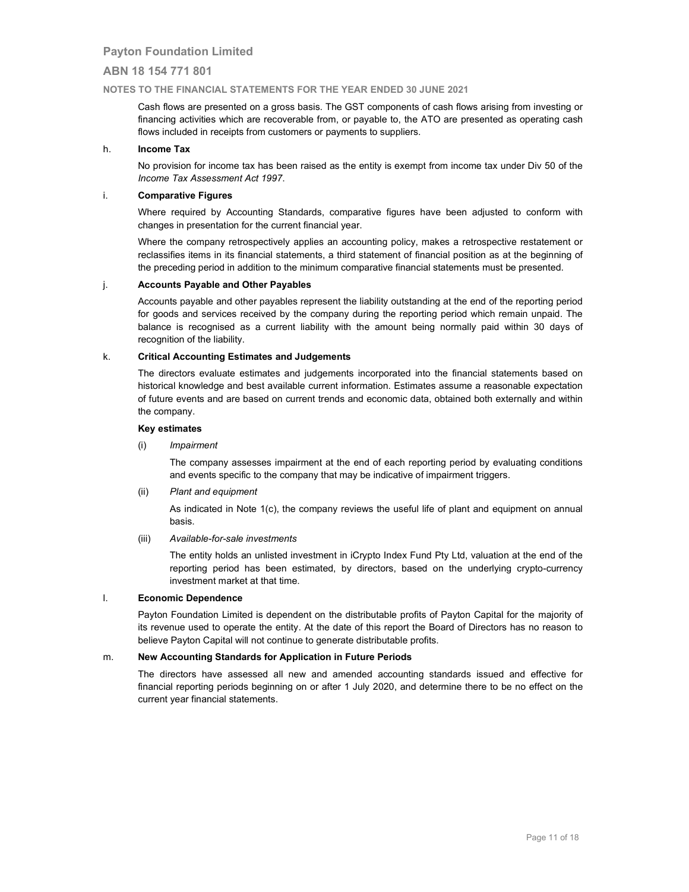Cash flows are presented on a gross basis. The GST components of cash flows arising from investing or financing activities which are recoverable from, or payable to, the ATO are presented as operating cash flows included in receipts from customers or payments to suppliers.

### h. Income Tax

No provision for income tax has been raised as the entity is exempt from income tax under Div 50 of the *Income Tax Assessment Act 1997*.

### i. Comparative Figures

Where required by Accounting Standards, comparative figures have been adjusted to conform with changes in presentation for the current financial year.

Where the company retrospectively applies an accounting policy, makes a retrospective restatement or reclassifies items in its financial statements, a third statement of financial position as at the beginning of the preceding period in addition to the minimum comparative financial statements must be presented.

### j. Accounts Payable and Other Payables

Accounts payable and other payables represent the liability outstanding at the end of the reporting period for goods and services received by the company during the reporting period which remain unpaid. The balance is recognised as a current liability with the amount being normally paid within 30 days of recognition of the liability.

### k. Critical Accounting Estimates and Judgements

The directors evaluate estimates and judgements incorporated into the financial statements based on historical knowledge and best available current information. Estimates assume a reasonable expectation of future events and are based on current trends and economic data, obtained both externally and within the company.

**Key estimates**

(i) *Impairment*

The company assesses impairment at the end of each reporting period by evaluating conditions and events specific to the company that may be indicative of impairment triggers.

(ii) *Plant and equipment*

As indicated in Note 1(c), the company reviews the useful life of plant and equipment on annual basis.

(iii) *Available-for-sale investments*

The entity holds an unlisted investment in iCrypto Index Fund Pty Ltd, valuation at the end of the reporting period has been estimated, by directors, based on the underlying crypto-currency investment market at that time.

### l. Economic Dependence

Payton Foundation Limited is dependent on the distributable profits of Payton Capital for the majority of its revenue used to operate the entity. At the date of this report the Board of Directors has no reason to believe Payton Capital will not continue to generate distributable profits.

### m. New Accounting Standards for Application in Future Periods

The directors have assessed all new and amended accounting standards issued and effective for financial reporting periods beginning on or after 1 July 2020, and determine there to be no effect on the current year financial statements.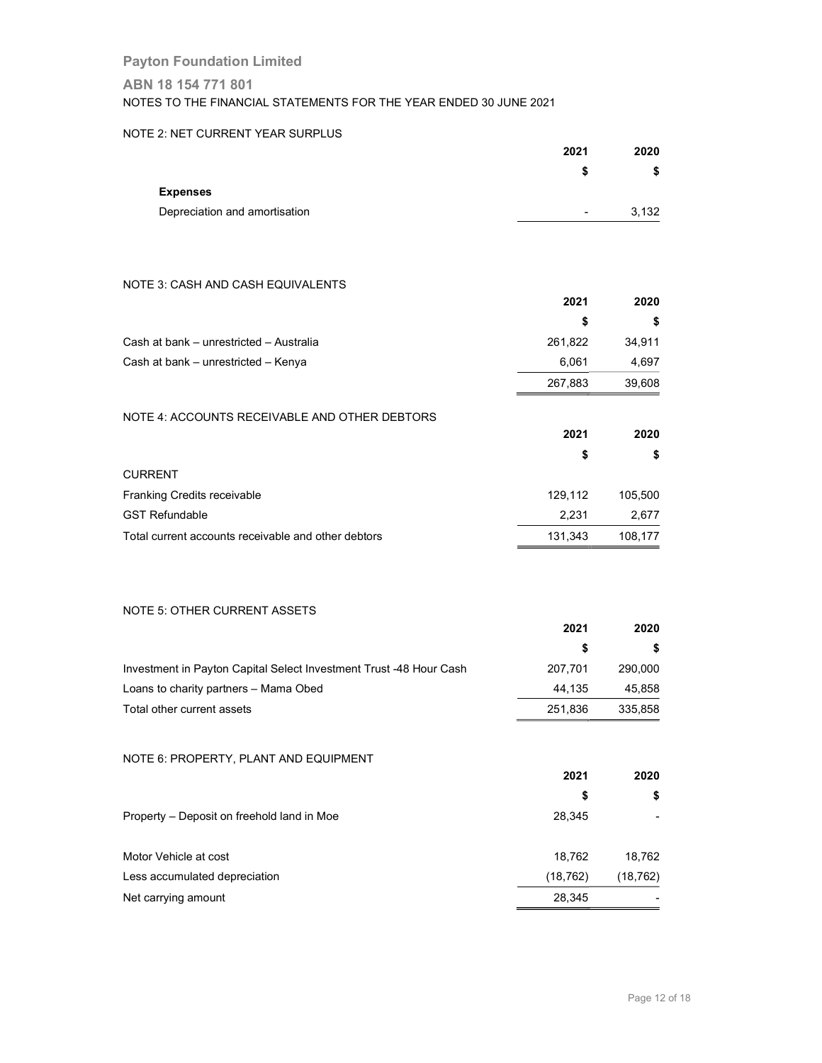# Payton Foundation Limited

## ABN 18 154 771 801

NOTES TO THE FINANCIAL STATEMENTS FOR THE YEAR ENDED 30 JUNE 2021

### NOTE 2: NET CURRENT YEAR SURPLUS

| | 2021 | 2020 |
|---|---|---|
| | $ | $ |
| **Expenses** | | |
| Depreciation and amortisation | - | 3,132 |

### NOTE 3: CASH AND CASH EQUIVALENTS

| | 2021 | 2020 |
|---|---|---|
| | $ | $ |
| Cash at bank – unrestricted – Australia | 261,822 | 34,911 |
| Cash at bank – unrestricted – Kenya | 6,061 | 4,697 |
| | 267,883 | 39,608 |

### NOTE 4: ACCOUNTS RECEIVABLE AND OTHER DEBTORS

| | 2021 | 2020 |
|---|---|---|
| | $ | $ |
| CURRENT | | |
| Franking Credits receivable | 129,112 | 105,500 |
| GST Refundable | 2,231 | 2,677 |
| Total current accounts receivable and other debtors | 131,343 | 108,177 |

### NOTE 5: OTHER CURRENT ASSETS

| | 2021 | 2020 |
|---|---|---|
| | $ | $ |
| Investment in Payton Capital Select Investment Trust -48 Hour Cash | 207,701 | 290,000 |
| Loans to charity partners – Mama Obed | 44,135 | 45,858 |
| Total other current assets | 251,836 | 335,858 |

### NOTE 6: PROPERTY, PLANT AND EQUIPMENT

| | 2021 | 2020 |
|---|---|---|
| | $ | $ |
| Property – Deposit on freehold land in Moe | 28,345 | - |
| | | |
| Motor Vehicle at cost | 18,762 | 18,762 |
| Less accumulated depreciation | (18,762) | (18,762) |
| Net carrying amount | 28,345 | - |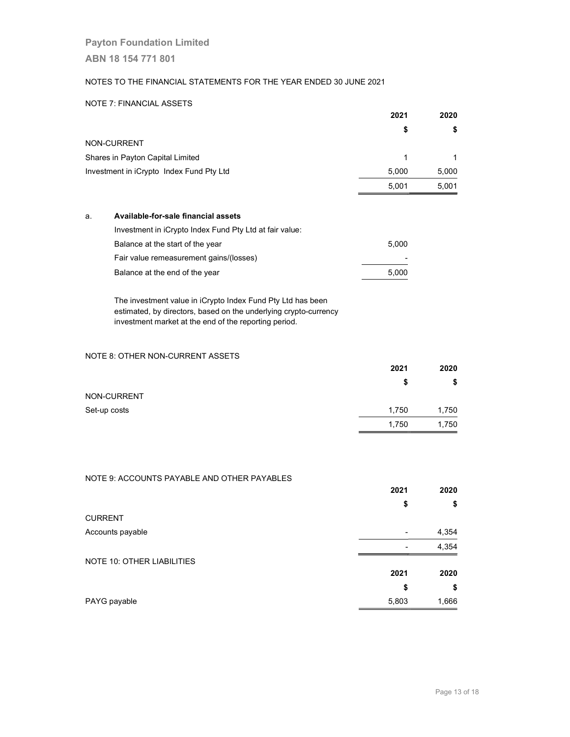Payton Foundation Limited

ABN 18 154 771 801

NOTES TO THE FINANCIAL STATEMENTS FOR THE YEAR ENDED 30 JUNE 2021

NOTE 7: FINANCIAL ASSETS

| | 2021 | 2020 |
|---|---|---|
| | $ | $ |
| NON-CURRENT | | |
| Shares in Payton Capital Limited | 1 | 1 |
| Investment in iCrypto  Index Fund Pty Ltd | 5,000 | 5,000 |
| | 5,001 | 5,001 |

a. **Available-for-sale financial assets**

| Investment in iCrypto Index Fund Pty Ltd at fair value: | |
|---|---|
| Balance at the start of the year | 5,000 |
| Fair value remeasurement gains/(losses) | - |
| Balance at the end of the year | 5,000 |

The investment value in iCrypto Index Fund Pty Ltd has been estimated, by directors, based on the underlying crypto-currency investment market at the end of the reporting period.

NOTE 8: OTHER NON-CURRENT ASSETS

| | 2021 | 2020 |
|---|---|---|
| | $ | $ |
| NON-CURRENT | | |
| Set-up costs | 1,750 | 1,750 |
| | 1,750 | 1,750 |

NOTE 9: ACCOUNTS PAYABLE AND OTHER PAYABLES

| | 2021 | 2020 |
|---|---|---|
| | $ | $ |
| CURRENT | | |
| Accounts payable | - | 4,354 |
| | - | 4,354 |

NOTE 10: OTHER LIABILITIES

| | 2021 | 2020 |
|---|---|---|
| | $ | $ |
| PAYG payable | 5,803 | 1,666 |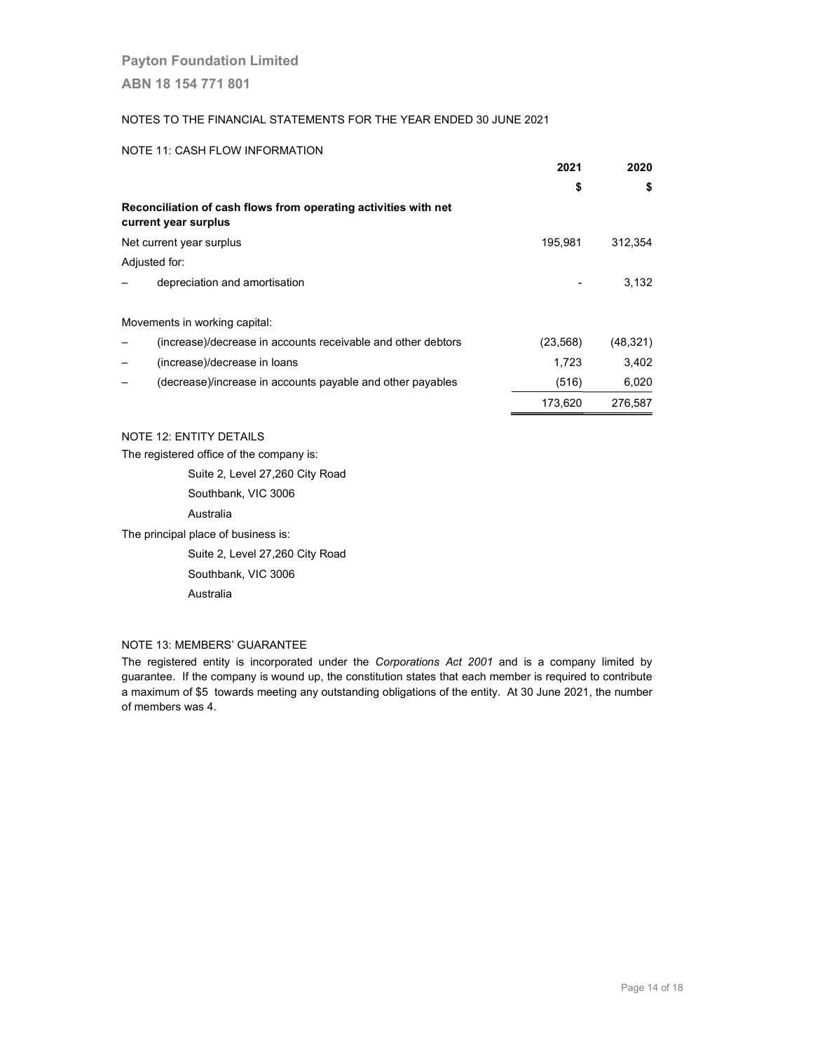**Payton Foundation Limited**

**ABN 18 154 771 801**

NOTES TO THE FINANCIAL STATEMENTS FOR THE YEAR ENDED 30 JUNE 2021

NOTE 11: CASH FLOW INFORMATION

| | 2021 | 2020 |
|---|---|---|
| | **$** | **$** |
| **Reconciliation of cash flows from operating activities with net current year surplus** | | |
| Net current year surplus | 195,981 | 312,354 |
| Adjusted for: | | |
| – depreciation and amortisation | - | 3,132 |
| Movements in working capital: | | |
| – (increase)/decrease in accounts receivable and other debtors | (23,568) | (48,321) |
| – (increase)/decrease in loans | 1,723 | 3,402 |
| – (decrease)/increase in accounts payable and other payables | (516) | 6,020 |
| | 173,620 | 276,587 |

NOTE 12: ENTITY DETAILS

The registered office of the company is:

Suite 2, Level 27,260 City Road
Southbank, VIC 3006
Australia

The principal place of business is:

Suite 2, Level 27,260 City Road
Southbank, VIC 3006
Australia

NOTE 13: MEMBERS' GUARANTEE

The registered entity is incorporated under the *Corporations Act 2001* and is a company limited by guarantee. If the company is wound up, the constitution states that each member is required to contribute a maximum of $5 towards meeting any outstanding obligations of the entity. At 30 June 2021, the number of members was 4.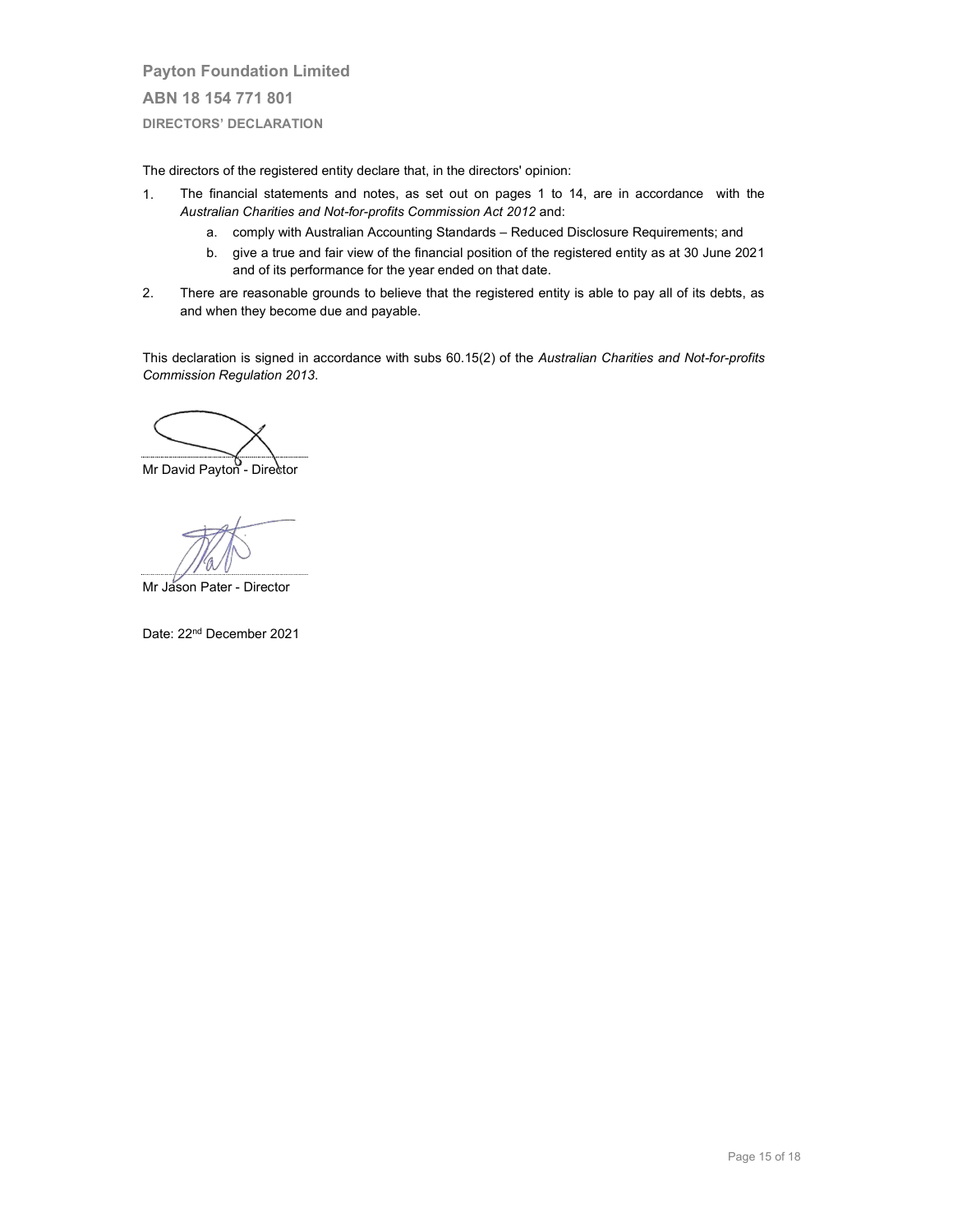**Payton Foundation Limited**

**ABN 18 154 771 801**

**DIRECTORS' DECLARATION**

The directors of the registered entity declare that, in the directors' opinion:

1. The financial statements and notes, as set out on pages 1 to 14, are in accordance with the *Australian Charities and Not-for-profits Commission Act 2012* and:
   a. comply with Australian Accounting Standards – Reduced Disclosure Requirements; and
   b. give a true and fair view of the financial position of the registered entity as at 30 June 2021 and of its performance for the year ended on that date.
2. There are reasonable grounds to believe that the registered entity is able to pay all of its debts, as and when they become due and payable.

This declaration is signed in accordance with subs 60.15(2) of the *Australian Charities and Not-for-profits Commission Regulation 2013*.

Mr David Payton - Director

Mr Jason Pater - Director

Date: 22nd December 2021